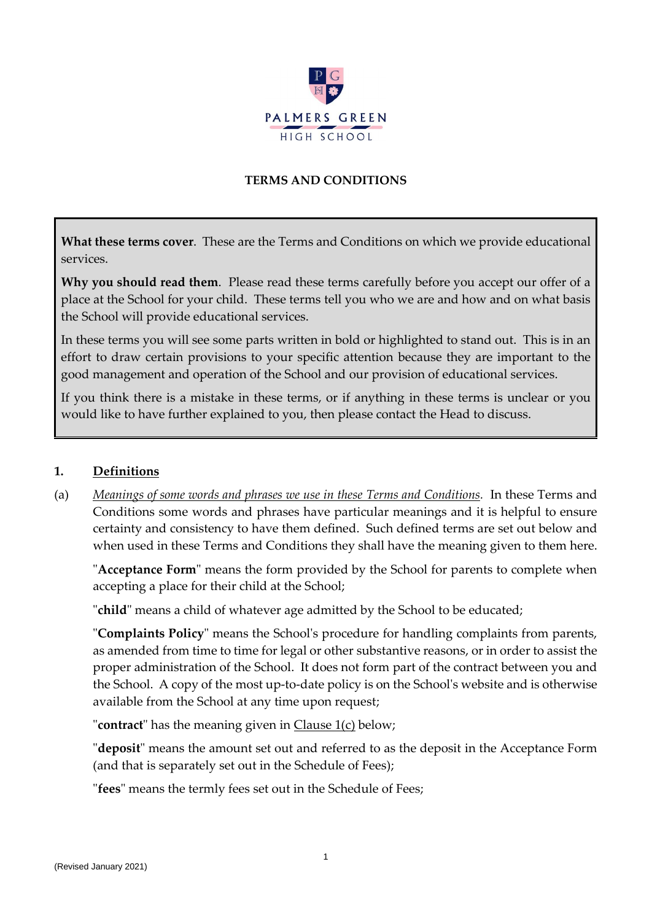PALMERS GREEN HIGH SCHOOL

**TERMS AND CONDITIONS**

**What these terms cover**. These are the Terms and Conditions on which we provide educational services.

**Why you should read them**. Please read these terms carefully before you accept our offer of a place at the School for your child. These terms tell you who we are and how and on what basis the School will provide educational services.

In these terms you will see some parts written in bold or highlighted to stand out. This is in an effort to draw certain provisions to your specific attention because they are important to the good management and operation of the School and our provision of educational services.

If you think there is a mistake in these terms, or if anything in these terms is unclear or you would like to have further explained to you, then please contact the Head to discuss.

## 1. Definitions

(a) *Meanings of some words and phrases we use in these Terms and Conditions*. In these Terms and Conditions some words and phrases have particular meanings and it is helpful to ensure certainty and consistency to have them defined. Such defined terms are set out below and when used in these Terms and Conditions they shall have the meaning given to them here.

"**Acceptance Form**" means the form provided by the School for parents to complete when accepting a place for their child at the School;

"**child**" means a child of whatever age admitted by the School to be educated;

"**Complaints Policy**" means the School's procedure for handling complaints from parents, as amended from time to time for legal or other substantive reasons, or in order to assist the proper administration of the School. It does not form part of the contract between you and the School. A copy of the most up-to-date policy is on the School's website and is otherwise available from the School at any time upon request;

"**contract**" has the meaning given in Clause 1(c) below;

"**deposit**" means the amount set out and referred to as the deposit in the Acceptance Form (and that is separately set out in the Schedule of Fees);

"**fees**" means the termly fees set out in the Schedule of Fees;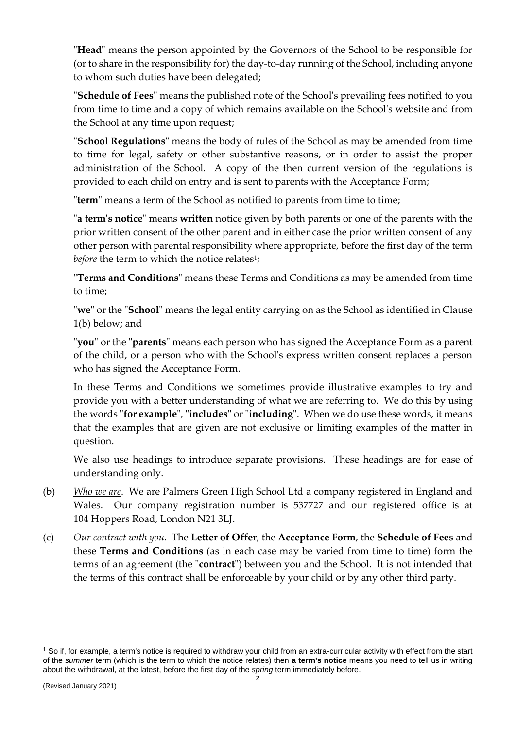"**Head**" means the person appointed by the Governors of the School to be responsible for (or to share in the responsibility for) the day-to-day running of the School, including anyone to whom such duties have been delegated;

"**Schedule of Fees**" means the published note of the School's prevailing fees notified to you from time to time and a copy of which remains available on the School's website and from the School at any time upon request;

"**School Regulations**" means the body of rules of the School as may be amended from time to time for legal, safety or other substantive reasons, or in order to assist the proper administration of the School. A copy of the then current version of the regulations is provided to each child on entry and is sent to parents with the Acceptance Form;

"**term**" means a term of the School as notified to parents from time to time;

"**a term's notice**" means **written** notice given by both parents or one of the parents with the prior written consent of the other parent and in either case the prior written consent of any other person with parental responsibility where appropriate, before the first day of the term *before* the term to which the notice relates[1];

"**Terms and Conditions**" means these Terms and Conditions as may be amended from time to time;

"**we**" or the "**School**" means the legal entity carrying on as the School as identified in Clause 1(b) below; and

"**you**" or the "**parents**" means each person who has signed the Acceptance Form as a parent of the child, or a person who with the School's express written consent replaces a person who has signed the Acceptance Form.

In these Terms and Conditions we sometimes provide illustrative examples to try and provide you with a better understanding of what we are referring to. We do this by using the words "**for example**", "**includes**" or "**including**". When we do use these words, it means that the examples that are given are not exclusive or limiting examples of the matter in question.

We also use headings to introduce separate provisions. These headings are for ease of understanding only.

(b) *Who we are*. We are Palmers Green High School Ltd a company registered in England and Wales. Our company registration number is 537727 and our registered office is at 104 Hoppers Road, London N21 3LJ.

(c) *Our contract with you*. The **Letter of Offer**, the **Acceptance Form**, the **Schedule of Fees** and these **Terms and Conditions** (as in each case may be varied from time to time) form the terms of an agreement (the "**contract**") between you and the School. It is not intended that the terms of this contract shall be enforceable by your child or by any other third party.

[1] So if, for example, a term's notice is required to withdraw your child from an extra-curricular activity with effect from the start of the *summer* term (which is the term to which the notice relates) then **a term's notice** means you need to tell us in writing about the withdrawal, at the latest, before the first day of the *spring* term immediately before.

(Revised January 2021)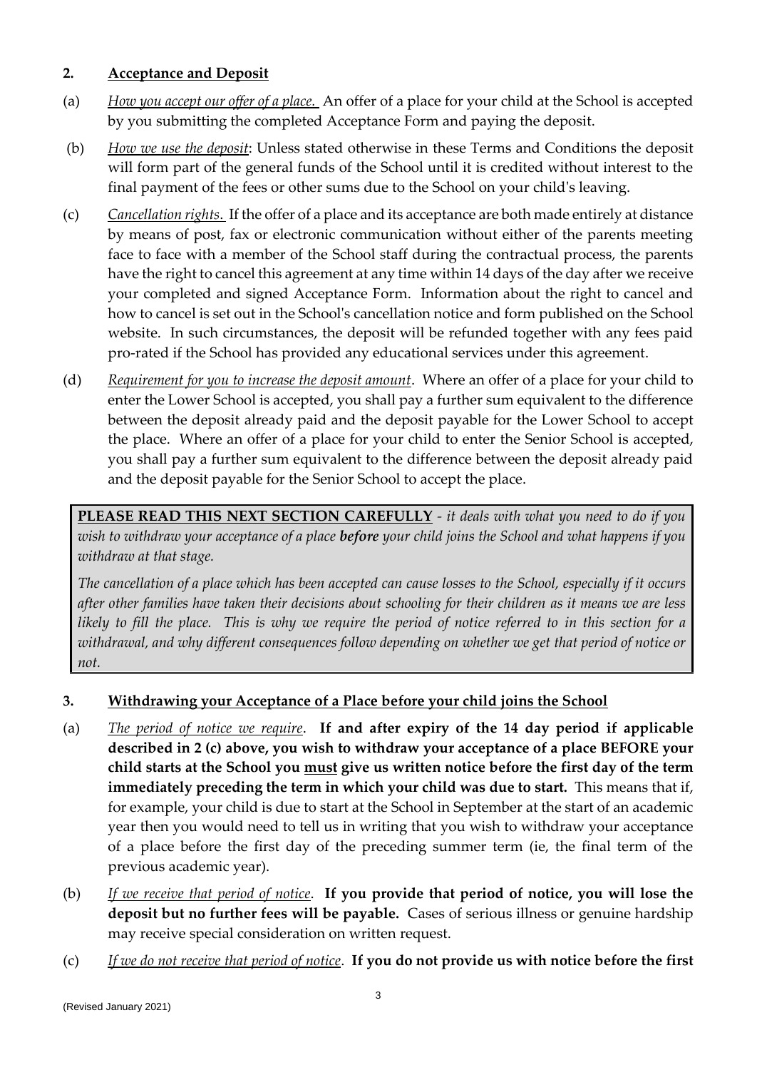## 2. <u>Acceptance and Deposit</u>

(a) *<u>How you accept our offer of a place.</u>* An offer of a place for your child at the School is accepted by you submitting the completed Acceptance Form and paying the deposit.

(b) *<u>How we use the deposit</u>*: Unless stated otherwise in these Terms and Conditions the deposit will form part of the general funds of the School until it is credited without interest to the final payment of the fees or other sums due to the School on your child's leaving.

(c) *<u>Cancellation rights.</u>* If the offer of a place and its acceptance are both made entirely at distance by means of post, fax or electronic communication without either of the parents meeting face to face with a member of the School staff during the contractual process, the parents have the right to cancel this agreement at any time within 14 days of the day after we receive your completed and signed Acceptance Form. Information about the right to cancel and how to cancel is set out in the School's cancellation notice and form published on the School website. In such circumstances, the deposit will be refunded together with any fees paid pro-rated if the School has provided any educational services under this agreement.

(d) *<u>Requirement for you to increase the deposit amount</u>*. Where an offer of a place for your child to enter the Lower School is accepted, you shall pay a further sum equivalent to the difference between the deposit already paid and the deposit payable for the Lower School to accept the place. Where an offer of a place for your child to enter the Senior School is accepted, you shall pay a further sum equivalent to the difference between the deposit already paid and the deposit payable for the Senior School to accept the place.

> **<u>PLEASE READ THIS NEXT SECTION CAREFULLY</u>** - *it deals with what you need to do if you wish to withdraw your acceptance of a place* ***before*** *your child joins the School and what happens if you withdraw at that stage.*
>
> *The cancellation of a place which has been accepted can cause losses to the School, especially if it occurs after other families have taken their decisions about schooling for their children as it means we are less likely to fill the place. This is why we require the period of notice referred to in this section for a withdrawal, and why different consequences follow depending on whether we get that period of notice or not.*

## 3. <u>Withdrawing your Acceptance of a Place before your child joins the School</u>

(a) *<u>The period of notice we require</u>*. **If and after expiry of the 14 day period if applicable described in 2 (c) above, you wish to withdraw your acceptance of a place BEFORE your child starts at the School you <u>must</u> give us written notice before the first day of the term immediately preceding the term in which your child was due to start.** This means that if, for example, your child is due to start at the School in September at the start of an academic year then you would need to tell us in writing that you wish to withdraw your acceptance of a place before the first day of the preceding summer term (ie, the final term of the previous academic year).

(b) *<u>If we receive that period of notice</u>*. **If you provide that period of notice, you will lose the deposit but no further fees will be payable.** Cases of serious illness or genuine hardship may receive special consideration on written request.

(c) *<u>If we do not receive that period of notice</u>*. **If you do not provide us with notice before the first**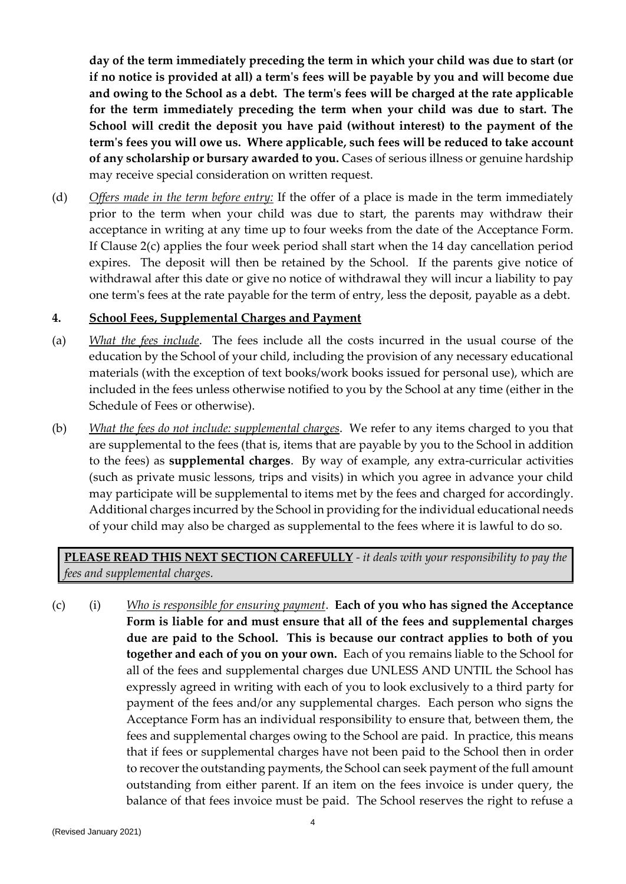**day of the term immediately preceding the term in which your child was due to start (or if no notice is provided at all) a term's fees will be payable by you and will become due and owing to the School as a debt. The term's fees will be charged at the rate applicable for the term immediately preceding the term when your child was due to start. The School will credit the deposit you have paid (without interest) to the payment of the term's fees you will owe us. Where applicable, such fees will be reduced to take account of any scholarship or bursary awarded to you.** Cases of serious illness or genuine hardship may receive special consideration on written request.

(d) *Offers made in the term before entry:* If the offer of a place is made in the term immediately prior to the term when your child was due to start, the parents may withdraw their acceptance in writing at any time up to four weeks from the date of the Acceptance Form. If Clause 2(c) applies the four week period shall start when the 14 day cancellation period expires. The deposit will then be retained by the School. If the parents give notice of withdrawal after this date or give no notice of withdrawal they will incur a liability to pay one term's fees at the rate payable for the term of entry, less the deposit, payable as a debt.

## 4. School Fees, Supplemental Charges and Payment

(a) *What the fees include*. The fees include all the costs incurred in the usual course of the education by the School of your child, including the provision of any necessary educational materials (with the exception of text books/work books issued for personal use), which are included in the fees unless otherwise notified to you by the School at any time (either in the Schedule of Fees or otherwise).

(b) *What the fees do not include: supplemental charges*. We refer to any items charged to you that are supplemental to the fees (that is, items that are payable by you to the School in addition to the fees) as **supplemental charges**. By way of example, any extra-curricular activities (such as private music lessons, trips and visits) in which you agree in advance your child may participate will be supplemental to items met by the fees and charged for accordingly. Additional charges incurred by the School in providing for the individual educational needs of your child may also be charged as supplemental to the fees where it is lawful to do so.

**PLEASE READ THIS NEXT SECTION CAREFULLY** - *it deals with your responsibility to pay the fees and supplemental charges.*

(c) (i) *Who is responsible for ensuring payment*. **Each of you who has signed the Acceptance Form is liable for and must ensure that all of the fees and supplemental charges due are paid to the School. This is because our contract applies to both of you together and each of you on your own.** Each of you remains liable to the School for all of the fees and supplemental charges due UNLESS AND UNTIL the School has expressly agreed in writing with each of you to look exclusively to a third party for payment of the fees and/or any supplemental charges. Each person who signs the Acceptance Form has an individual responsibility to ensure that, between them, the fees and supplemental charges owing to the School are paid. In practice, this means that if fees or supplemental charges have not been paid to the School then in order to recover the outstanding payments, the School can seek payment of the full amount outstanding from either parent. If an item on the fees invoice is under query, the balance of that fees invoice must be paid. The School reserves the right to refuse a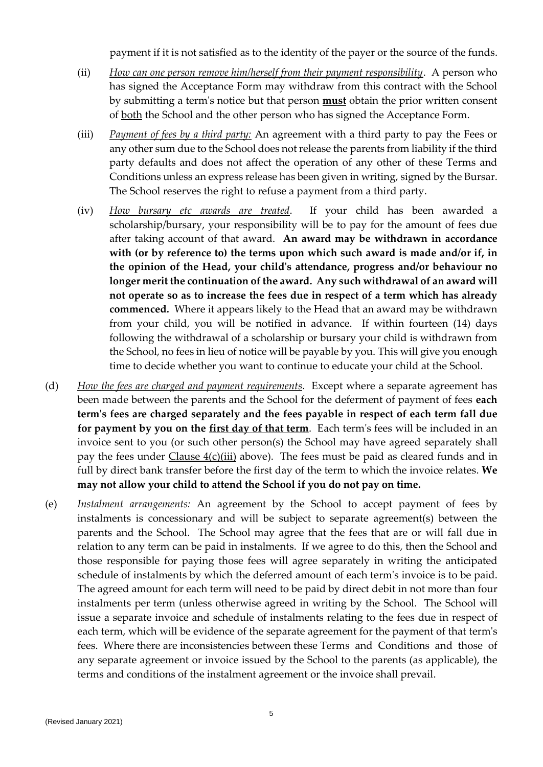payment if it is not satisfied as to the identity of the payer or the source of the funds.

(ii) *How can one person remove him/herself from their payment responsibility*. A person who has signed the Acceptance Form may withdraw from this contract with the School by submitting a term's notice but that person **must** obtain the prior written consent of both the School and the other person who has signed the Acceptance Form.

(iii) *Payment of fees by a third party:* An agreement with a third party to pay the Fees or any other sum due to the School does not release the parents from liability if the third party defaults and does not affect the operation of any other of these Terms and Conditions unless an express release has been given in writing, signed by the Bursar. The School reserves the right to refuse a payment from a third party.

(iv) *How bursary etc awards are treated*. If your child has been awarded a scholarship/bursary, your responsibility will be to pay for the amount of fees due after taking account of that award. **An award may be withdrawn in accordance with (or by reference to) the terms upon which such award is made and/or if, in the opinion of the Head, your child's attendance, progress and/or behaviour no longer merit the continuation of the award. Any such withdrawal of an award will not operate so as to increase the fees due in respect of a term which has already commenced.** Where it appears likely to the Head that an award may be withdrawn from your child, you will be notified in advance. If within fourteen (14) days following the withdrawal of a scholarship or bursary your child is withdrawn from the School, no fees in lieu of notice will be payable by you. This will give you enough time to decide whether you want to continue to educate your child at the School.

(d) *How the fees are charged and payment requirements*. Except where a separate agreement has been made between the parents and the School for the deferment of payment of fees **each term's fees are charged separately and the fees payable in respect of each term fall due for payment by you on the first day of that term**. Each term's fees will be included in an invoice sent to you (or such other person(s) the School may have agreed separately shall pay the fees under Clause 4(c)(iii) above). The fees must be paid as cleared funds and in full by direct bank transfer before the first day of the term to which the invoice relates. **We may not allow your child to attend the School if you do not pay on time.**

(e) *Instalment arrangements:* An agreement by the School to accept payment of fees by instalments is concessionary and will be subject to separate agreement(s) between the parents and the School. The School may agree that the fees that are or will fall due in relation to any term can be paid in instalments. If we agree to do this, then the School and those responsible for paying those fees will agree separately in writing the anticipated schedule of instalments by which the deferred amount of each term's invoice is to be paid. The agreed amount for each term will need to be paid by direct debit in not more than four instalments per term (unless otherwise agreed in writing by the School. The School will issue a separate invoice and schedule of instalments relating to the fees due in respect of each term, which will be evidence of the separate agreement for the payment of that term's fees. Where there are inconsistencies between these Terms and Conditions and those of any separate agreement or invoice issued by the School to the parents (as applicable), the terms and conditions of the instalment agreement or the invoice shall prevail.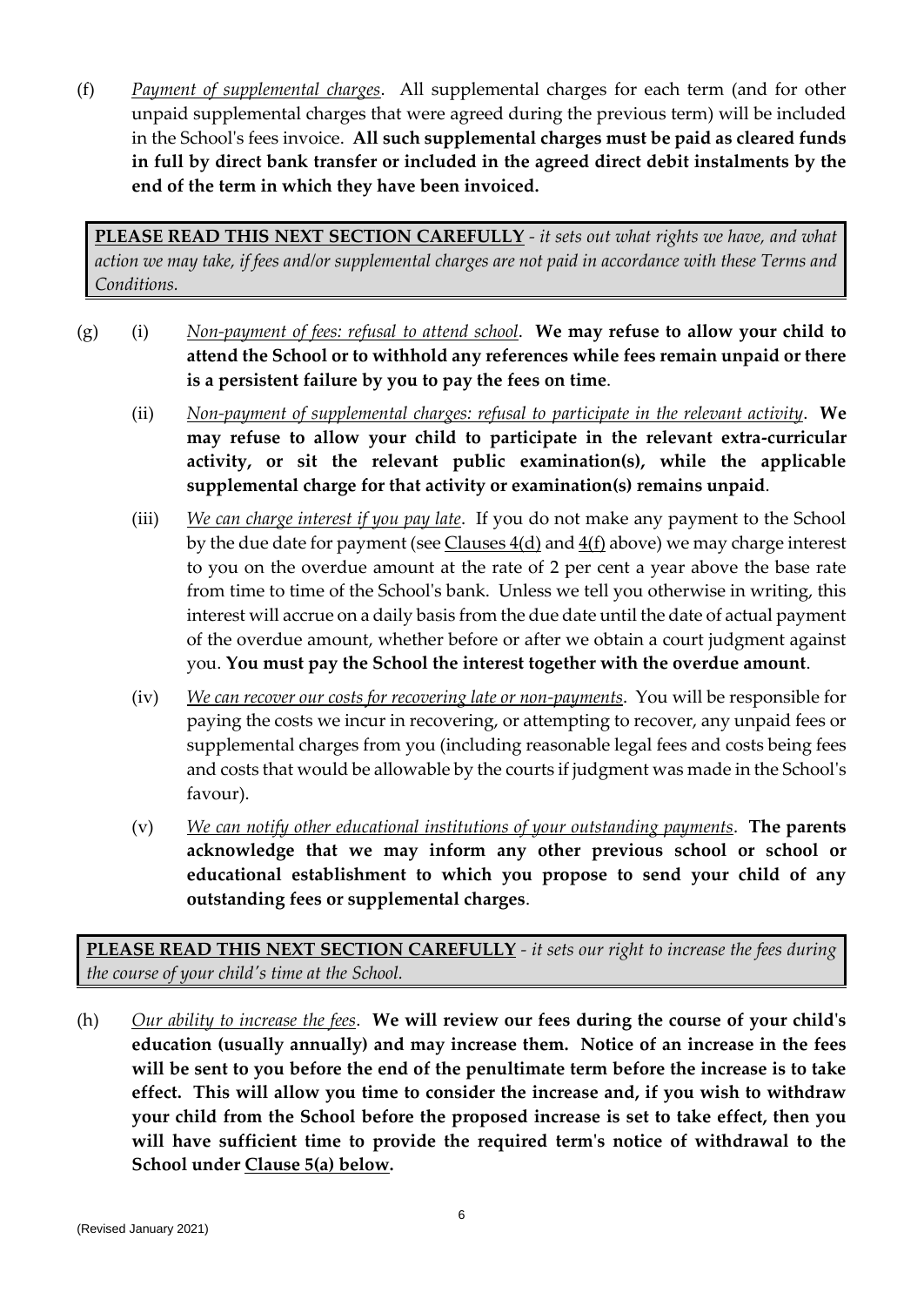(f) *Payment of supplemental charges*. All supplemental charges for each term (and for other unpaid supplemental charges that were agreed during the previous term) will be included in the School's fees invoice. **All such supplemental charges must be paid as cleared funds in full by direct bank transfer or included in the agreed direct debit instalments by the end of the term in which they have been invoiced.**

> **PLEASE READ THIS NEXT SECTION CAREFULLY** - *it sets out what rights we have, and what action we may take, if fees and/or supplemental charges are not paid in accordance with these Terms and Conditions.*

(g) (i) *Non-payment of fees: refusal to attend school*. **We may refuse to allow your child to attend the School or to withhold any references while fees remain unpaid or there is a persistent failure by you to pay the fees on time**.

(ii) *Non-payment of supplemental charges: refusal to participate in the relevant activity*. **We may refuse to allow your child to participate in the relevant extra-curricular activity, or sit the relevant public examination(s), while the applicable supplemental charge for that activity or examination(s) remains unpaid**.

(iii) *We can charge interest if you pay late*. If you do not make any payment to the School by the due date for payment (see Clauses 4(d) and 4(f) above) we may charge interest to you on the overdue amount at the rate of 2 per cent a year above the base rate from time to time of the School's bank. Unless we tell you otherwise in writing, this interest will accrue on a daily basis from the due date until the date of actual payment of the overdue amount, whether before or after we obtain a court judgment against you. **You must pay the School the interest together with the overdue amount**.

(iv) *We can recover our costs for recovering late or non-payments*. You will be responsible for paying the costs we incur in recovering, or attempting to recover, any unpaid fees or supplemental charges from you (including reasonable legal fees and costs being fees and costs that would be allowable by the courts if judgment was made in the School's favour).

(v) *We can notify other educational institutions of your outstanding payments*. **The parents acknowledge that we may inform any other previous school or school or educational establishment to which you propose to send your child of any outstanding fees or supplemental charges**.

> **PLEASE READ THIS NEXT SECTION CAREFULLY** - *it sets our right to increase the fees during the course of your child's time at the School.*

(h) *Our ability to increase the fees*. **We will review our fees during the course of your child's education (usually annually) and may increase them. Notice of an increase in the fees will be sent to you before the end of the penultimate term before the increase is to take effect. This will allow you time to consider the increase and, if you wish to withdraw your child from the School before the proposed increase is set to take effect, then you will have sufficient time to provide the required term's notice of withdrawal to the School under Clause 5(a) below.**

(Revised January 2021)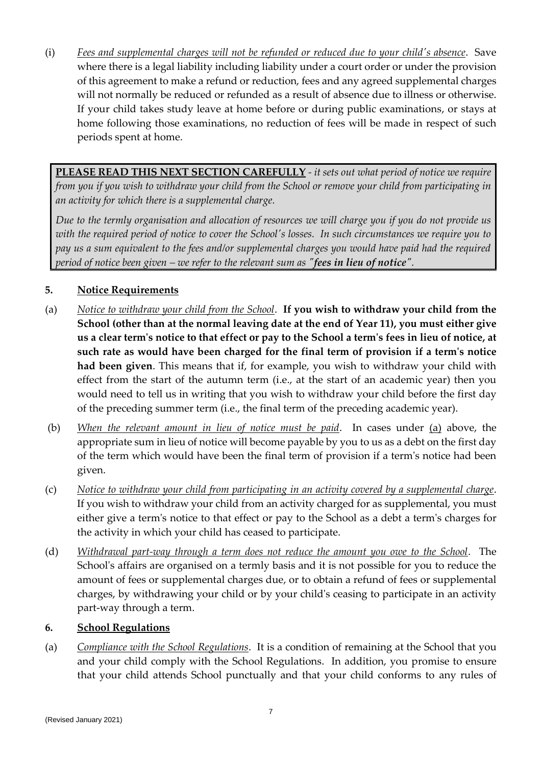(i) *Fees and supplemental charges will not be refunded or reduced due to your child's absence*. Save where there is a legal liability including liability under a court order or under the provision of this agreement to make a refund or reduction, fees and any agreed supplemental charges will not normally be reduced or refunded as a result of absence due to illness or otherwise. If your child takes study leave at home before or during public examinations, or stays at home following those examinations, no reduction of fees will be made in respect of such periods spent at home.

**PLEASE READ THIS NEXT SECTION CAREFULLY** - *it sets out what period of notice we require from you if you wish to withdraw your child from the School or remove your child from participating in an activity for which there is a supplemental charge.*

*Due to the termly organisation and allocation of resources we will charge you if you do not provide us with the required period of notice to cover the School's losses. In such circumstances we require you to pay us a sum equivalent to the fees and/or supplemental charges you would have paid had the required period of notice been given – we refer to the relevant sum as "**fees in lieu of notice**".*

## 5. Notice Requirements

(a) *Notice to withdraw your child from the School*. **If you wish to withdraw your child from the School (other than at the normal leaving date at the end of Year 11), you must either give us a clear term's notice to that effect or pay to the School a term's fees in lieu of notice, at such rate as would have been charged for the final term of provision if a term's notice had been given**. This means that if, for example, you wish to withdraw your child with effect from the start of the autumn term (i.e., at the start of an academic year) then you would need to tell us in writing that you wish to withdraw your child before the first day of the preceding summer term (i.e., the final term of the preceding academic year).

(b) *When the relevant amount in lieu of notice must be paid*. In cases under (a) above, the appropriate sum in lieu of notice will become payable by you to us as a debt on the first day of the term which would have been the final term of provision if a term's notice had been given.

(c) *Notice to withdraw your child from participating in an activity covered by a supplemental charge*. If you wish to withdraw your child from an activity charged for as supplemental, you must either give a term's notice to that effect or pay to the School as a debt a term's charges for the activity in which your child has ceased to participate.

(d) *Withdrawal part-way through a term does not reduce the amount you owe to the School*. The School's affairs are organised on a termly basis and it is not possible for you to reduce the amount of fees or supplemental charges due, or to obtain a refund of fees or supplemental charges, by withdrawing your child or by your child's ceasing to participate in an activity part-way through a term.

## 6. School Regulations

(a) *Compliance with the School Regulations*. It is a condition of remaining at the School that you and your child comply with the School Regulations. In addition, you promise to ensure that your child attends School punctually and that your child conforms to any rules of

(Revised January 2021)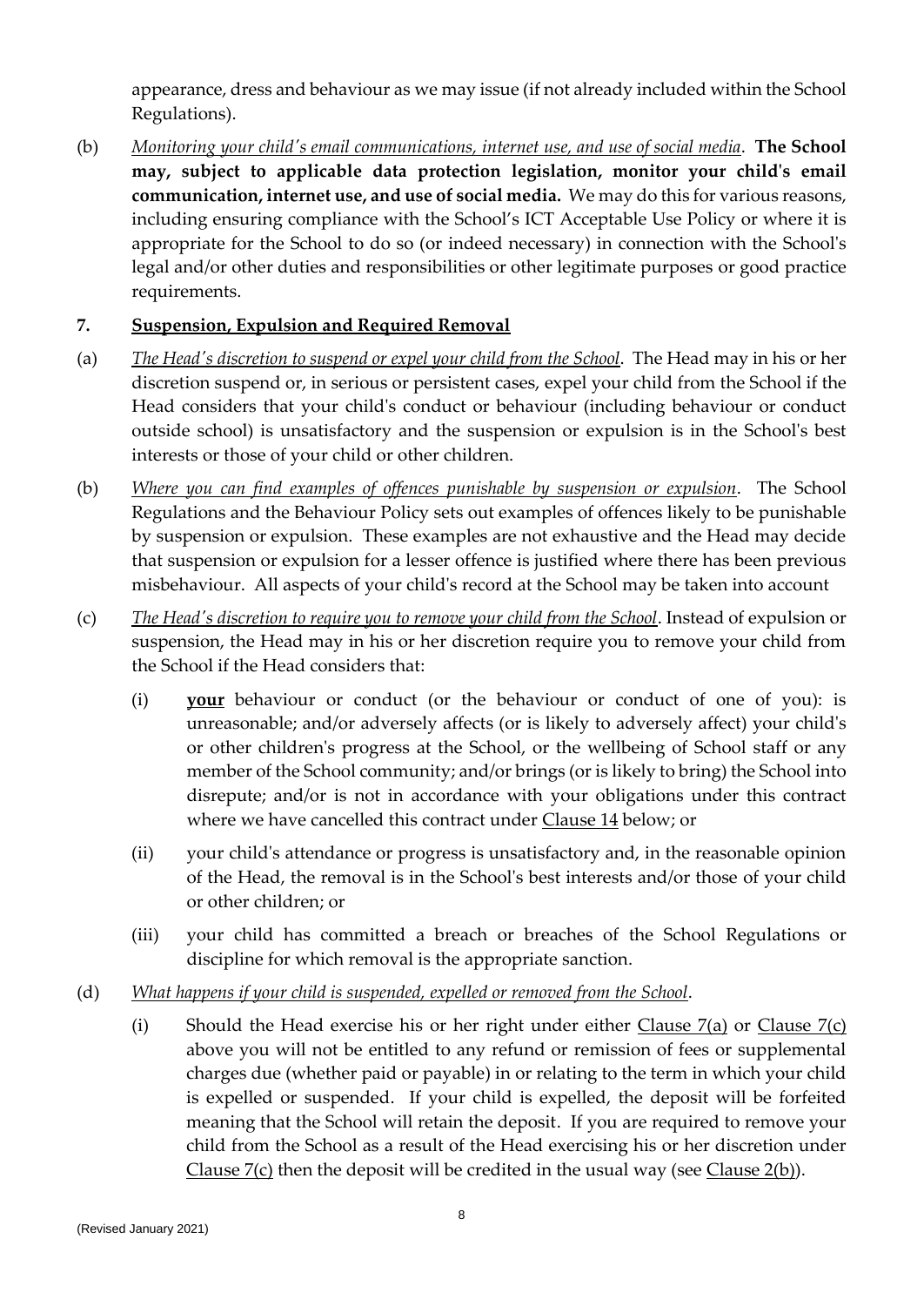appearance, dress and behaviour as we may issue (if not already included within the School Regulations).

(b) *Monitoring your child's email communications, internet use, and use of social media*. **The School may, subject to applicable data protection legislation, monitor your child's email communication, internet use, and use of social media.** We may do this for various reasons, including ensuring compliance with the School's ICT Acceptable Use Policy or where it is appropriate for the School to do so (or indeed necessary) in connection with the School's legal and/or other duties and responsibilities or other legitimate purposes or good practice requirements.

## 7. Suspension, Expulsion and Required Removal

(a) *The Head's discretion to suspend or expel your child from the School*. The Head may in his or her discretion suspend or, in serious or persistent cases, expel your child from the School if the Head considers that your child's conduct or behaviour (including behaviour or conduct outside school) is unsatisfactory and the suspension or expulsion is in the School's best interests or those of your child or other children.

(b) *Where you can find examples of offences punishable by suspension or expulsion*. The School Regulations and the Behaviour Policy sets out examples of offences likely to be punishable by suspension or expulsion. These examples are not exhaustive and the Head may decide that suspension or expulsion for a lesser offence is justified where there has been previous misbehaviour. All aspects of your child's record at the School may be taken into account

(c) *The Head's discretion to require you to remove your child from the School*. Instead of expulsion or suspension, the Head may in his or her discretion require you to remove your child from the School if the Head considers that:

   (i) **your** behaviour or conduct (or the behaviour or conduct of one of you): is unreasonable; and/or adversely affects (or is likely to adversely affect) your child's or other children's progress at the School, or the wellbeing of School staff or any member of the School community; and/or brings (or is likely to bring) the School into disrepute; and/or is not in accordance with your obligations under this contract where we have cancelled this contract under Clause 14 below; or

   (ii) your child's attendance or progress is unsatisfactory and, in the reasonable opinion of the Head, the removal is in the School's best interests and/or those of your child or other children; or

   (iii) your child has committed a breach or breaches of the School Regulations or discipline for which removal is the appropriate sanction.

(d) *What happens if your child is suspended, expelled or removed from the School*.

   (i) Should the Head exercise his or her right under either Clause 7(a) or Clause 7(c) above you will not be entitled to any refund or remission of fees or supplemental charges due (whether paid or payable) in or relating to the term in which your child is expelled or suspended. If your child is expelled, the deposit will be forfeited meaning that the School will retain the deposit. If you are required to remove your child from the School as a result of the Head exercising his or her discretion under Clause 7(c) then the deposit will be credited in the usual way (see Clause 2(b)).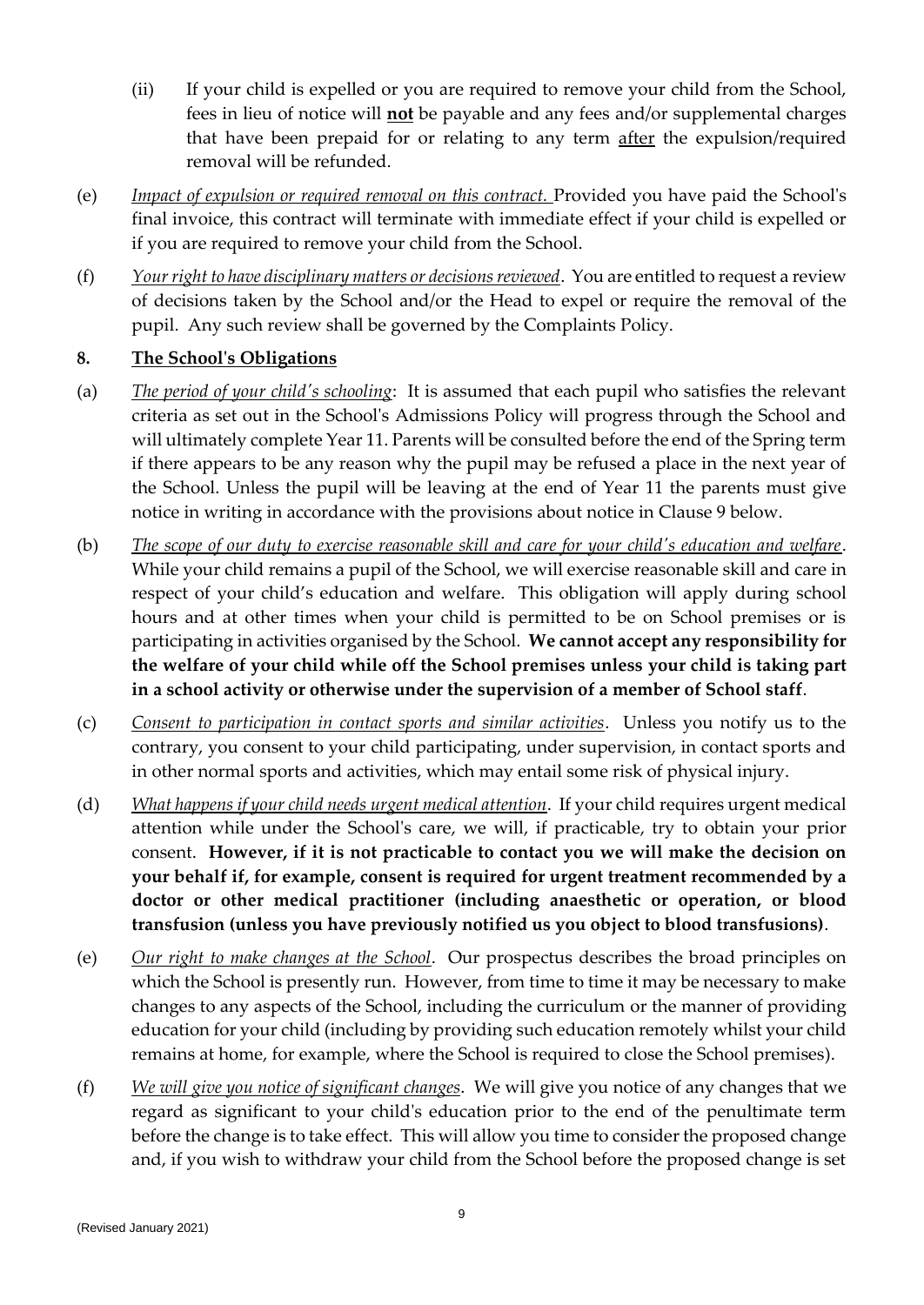(ii) If your child is expelled or you are required to remove your child from the School, fees in lieu of notice will **not** be payable and any fees and/or supplemental charges that have been prepaid for or relating to any term after the expulsion/required removal will be refunded.

(e) *Impact of expulsion or required removal on this contract.* Provided you have paid the School's final invoice, this contract will terminate with immediate effect if your child is expelled or if you are required to remove your child from the School.

(f) *Your right to have disciplinary matters or decisions reviewed*. You are entitled to request a review of decisions taken by the School and/or the Head to expel or require the removal of the pupil. Any such review shall be governed by the Complaints Policy.

## 8. The School's Obligations

(a) *The period of your child's schooling*: It is assumed that each pupil who satisfies the relevant criteria as set out in the School's Admissions Policy will progress through the School and will ultimately complete Year 11. Parents will be consulted before the end of the Spring term if there appears to be any reason why the pupil may be refused a place in the next year of the School. Unless the pupil will be leaving at the end of Year 11 the parents must give notice in writing in accordance with the provisions about notice in Clause 9 below.

(b) *The scope of our duty to exercise reasonable skill and care for your child's education and welfare*. While your child remains a pupil of the School, we will exercise reasonable skill and care in respect of your child's education and welfare. This obligation will apply during school hours and at other times when your child is permitted to be on School premises or is participating in activities organised by the School. **We cannot accept any responsibility for the welfare of your child while off the School premises unless your child is taking part in a school activity or otherwise under the supervision of a member of School staff**.

(c) *Consent to participation in contact sports and similar activities*. Unless you notify us to the contrary, you consent to your child participating, under supervision, in contact sports and in other normal sports and activities, which may entail some risk of physical injury.

(d) *What happens if your child needs urgent medical attention*. If your child requires urgent medical attention while under the School's care, we will, if practicable, try to obtain your prior consent. **However, if it is not practicable to contact you we will make the decision on your behalf if, for example, consent is required for urgent treatment recommended by a doctor or other medical practitioner (including anaesthetic or operation, or blood transfusion (unless you have previously notified us you object to blood transfusions)**.

(e) *Our right to make changes at the School*. Our prospectus describes the broad principles on which the School is presently run. However, from time to time it may be necessary to make changes to any aspects of the School, including the curriculum or the manner of providing education for your child (including by providing such education remotely whilst your child remains at home, for example, where the School is required to close the School premises).

(f) *We will give you notice of significant changes*. We will give you notice of any changes that we regard as significant to your child's education prior to the end of the penultimate term before the change is to take effect. This will allow you time to consider the proposed change and, if you wish to withdraw your child from the School before the proposed change is set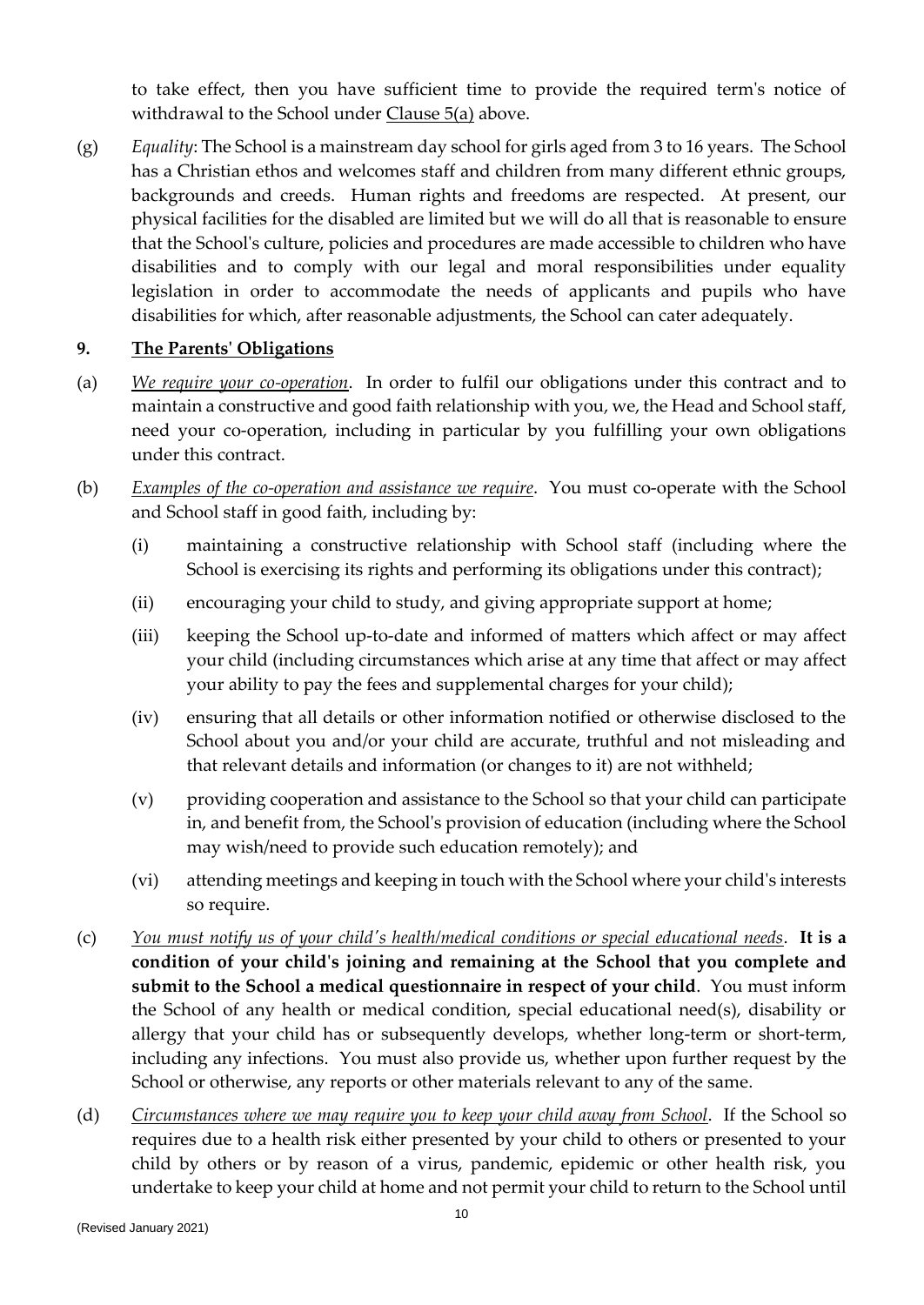to take effect, then you have sufficient time to provide the required term's notice of withdrawal to the School under Clause 5(a) above.

(g) *Equality*: The School is a mainstream day school for girls aged from 3 to 16 years. The School has a Christian ethos and welcomes staff and children from many different ethnic groups, backgrounds and creeds. Human rights and freedoms are respected. At present, our physical facilities for the disabled are limited but we will do all that is reasonable to ensure that the School's culture, policies and procedures are made accessible to children who have disabilities and to comply with our legal and moral responsibilities under equality legislation in order to accommodate the needs of applicants and pupils who have disabilities for which, after reasonable adjustments, the School can cater adequately.

## 9. The Parents' Obligations

(a) *We require your co-operation*. In order to fulfil our obligations under this contract and to maintain a constructive and good faith relationship with you, we, the Head and School staff, need your co-operation, including in particular by you fulfilling your own obligations under this contract.

(b) *Examples of the co-operation and assistance we require*. You must co-operate with the School and School staff in good faith, including by:

   (i) maintaining a constructive relationship with School staff (including where the School is exercising its rights and performing its obligations under this contract);

   (ii) encouraging your child to study, and giving appropriate support at home;

   (iii) keeping the School up-to-date and informed of matters which affect or may affect your child (including circumstances which arise at any time that affect or may affect your ability to pay the fees and supplemental charges for your child);

   (iv) ensuring that all details or other information notified or otherwise disclosed to the School about you and/or your child are accurate, truthful and not misleading and that relevant details and information (or changes to it) are not withheld;

   (v) providing cooperation and assistance to the School so that your child can participate in, and benefit from, the School's provision of education (including where the School may wish/need to provide such education remotely); and

   (vi) attending meetings and keeping in touch with the School where your child's interests so require.

(c) *You must notify us of your child's health/medical conditions or special educational needs*. **It is a condition of your child's joining and remaining at the School that you complete and submit to the School a medical questionnaire in respect of your child**. You must inform the School of any health or medical condition, special educational need(s), disability or allergy that your child has or subsequently develops, whether long-term or short-term, including any infections. You must also provide us, whether upon further request by the School or otherwise, any reports or other materials relevant to any of the same.

(d) *Circumstances where we may require you to keep your child away from School*. If the School so requires due to a health risk either presented by your child to others or presented to your child by others or by reason of a virus, pandemic, epidemic or other health risk, you undertake to keep your child at home and not permit your child to return to the School until

(Revised January 2021)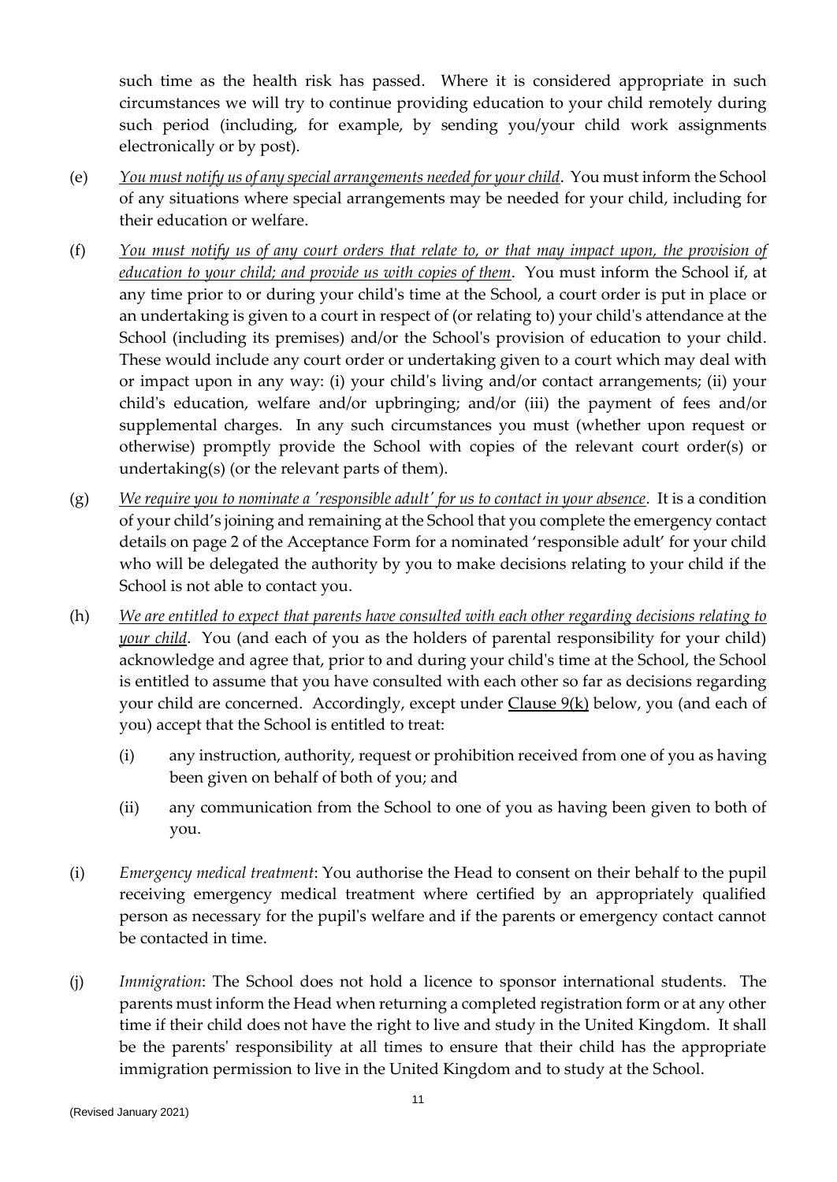such time as the health risk has passed. Where it is considered appropriate in such circumstances we will try to continue providing education to your child remotely during such period (including, for example, by sending you/your child work assignments electronically or by post).

(e) *You must notify us of any special arrangements needed for your child*. You must inform the School of any situations where special arrangements may be needed for your child, including for their education or welfare.

(f) *You must notify us of any court orders that relate to, or that may impact upon, the provision of education to your child; and provide us with copies of them*. You must inform the School if, at any time prior to or during your child's time at the School, a court order is put in place or an undertaking is given to a court in respect of (or relating to) your child's attendance at the School (including its premises) and/or the School's provision of education to your child. These would include any court order or undertaking given to a court which may deal with or impact upon in any way: (i) your child's living and/or contact arrangements; (ii) your child's education, welfare and/or upbringing; and/or (iii) the payment of fees and/or supplemental charges. In any such circumstances you must (whether upon request or otherwise) promptly provide the School with copies of the relevant court order(s) or undertaking(s) (or the relevant parts of them).

(g) *We require you to nominate a 'responsible adult' for us to contact in your absence*. It is a condition of your child's joining and remaining at the School that you complete the emergency contact details on page 2 of the Acceptance Form for a nominated 'responsible adult' for your child who will be delegated the authority by you to make decisions relating to your child if the School is not able to contact you.

(h) *We are entitled to expect that parents have consulted with each other regarding decisions relating to your child*. You (and each of you as the holders of parental responsibility for your child) acknowledge and agree that, prior to and during your child's time at the School, the School is entitled to assume that you have consulted with each other so far as decisions regarding your child are concerned. Accordingly, except under Clause 9(k) below, you (and each of you) accept that the School is entitled to treat:

   (i) any instruction, authority, request or prohibition received from one of you as having been given on behalf of both of you; and

   (ii) any communication from the School to one of you as having been given to both of you.

(i) *Emergency medical treatment*: You authorise the Head to consent on their behalf to the pupil receiving emergency medical treatment where certified by an appropriately qualified person as necessary for the pupil's welfare and if the parents or emergency contact cannot be contacted in time.

(j) *Immigration*: The School does not hold a licence to sponsor international students. The parents must inform the Head when returning a completed registration form or at any other time if their child does not have the right to live and study in the United Kingdom. It shall be the parents' responsibility at all times to ensure that their child has the appropriate immigration permission to live in the United Kingdom and to study at the School.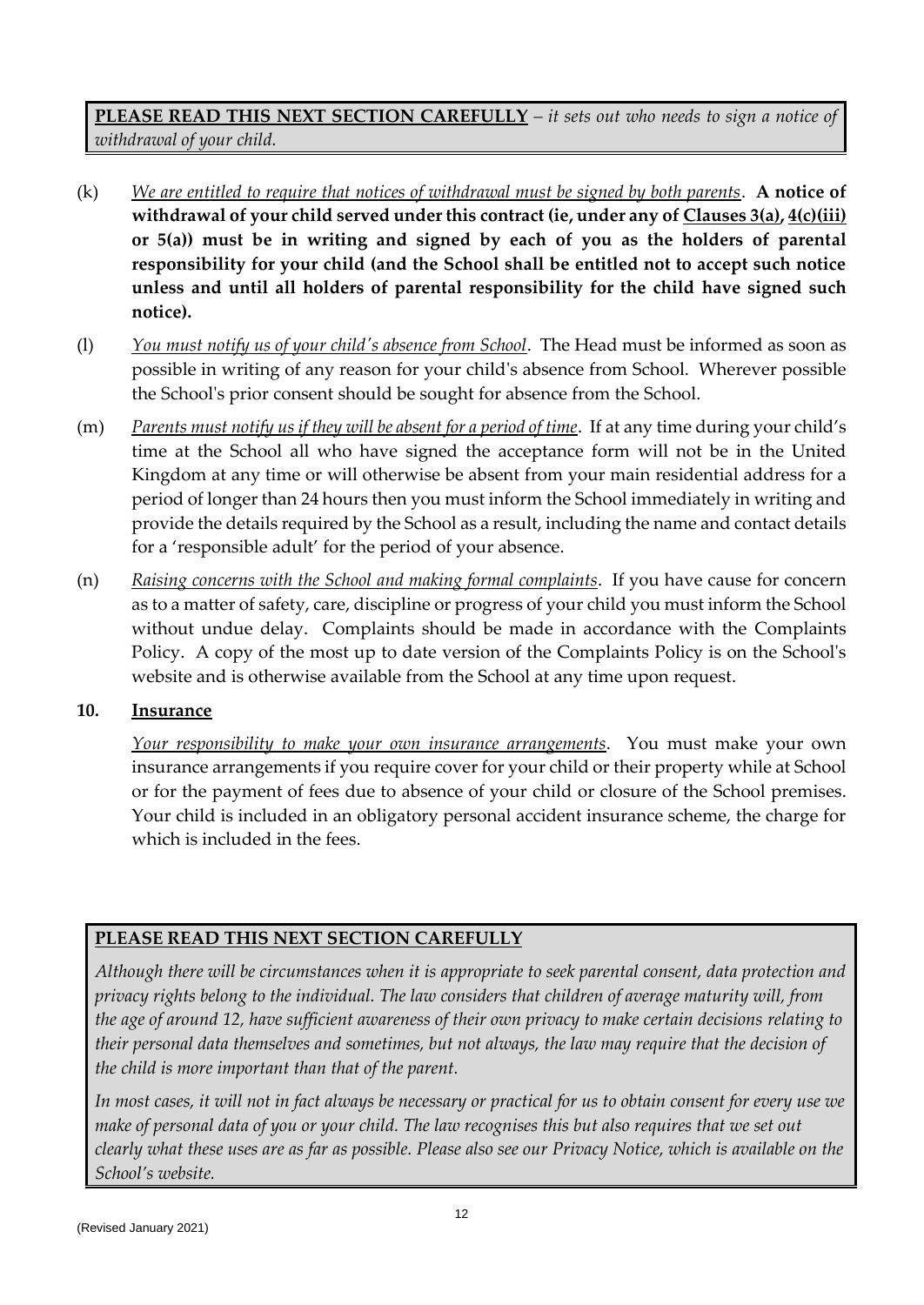**PLEASE READ THIS NEXT SECTION CAREFULLY** – *it sets out who needs to sign a notice of withdrawal of your child.*

(k) *We are entitled to require that notices of withdrawal must be signed by both parents*. **A notice of withdrawal of your child served under this contract (ie, under any of Clauses 3(a), 4(c)(iii) or 5(a)) must be in writing and signed by each of you as the holders of parental responsibility for your child (and the School shall be entitled not to accept such notice unless and until all holders of parental responsibility for the child have signed such notice).**

(l) *You must notify us of your child's absence from School*. The Head must be informed as soon as possible in writing of any reason for your child's absence from School. Wherever possible the School's prior consent should be sought for absence from the School.

(m) *Parents must notify us if they will be absent for a period of time*. If at any time during your child's time at the School all who have signed the acceptance form will not be in the United Kingdom at any time or will otherwise be absent from your main residential address for a period of longer than 24 hours then you must inform the School immediately in writing and provide the details required by the School as a result, including the name and contact details for a 'responsible adult' for the period of your absence.

(n) *Raising concerns with the School and making formal complaints*. If you have cause for concern as to a matter of safety, care, discipline or progress of your child you must inform the School without undue delay. Complaints should be made in accordance with the Complaints Policy. A copy of the most up to date version of the Complaints Policy is on the School's website and is otherwise available from the School at any time upon request.

## 10. Insurance

*Your responsibility to make your own insurance arrangements*. You must make your own insurance arrangements if you require cover for your child or their property while at School or for the payment of fees due to absence of your child or closure of the School premises. Your child is included in an obligatory personal accident insurance scheme, the charge for which is included in the fees.

**PLEASE READ THIS NEXT SECTION CAREFULLY**

*Although there will be circumstances when it is appropriate to seek parental consent, data protection and privacy rights belong to the individual. The law considers that children of average maturity will, from the age of around 12, have sufficient awareness of their own privacy to make certain decisions relating to their personal data themselves and sometimes, but not always, the law may require that the decision of the child is more important than that of the parent.*

*In most cases, it will not in fact always be necessary or practical for us to obtain consent for every use we make of personal data of you or your child. The law recognises this but also requires that we set out clearly what these uses are as far as possible. Please also see our Privacy Notice, which is available on the School's website.*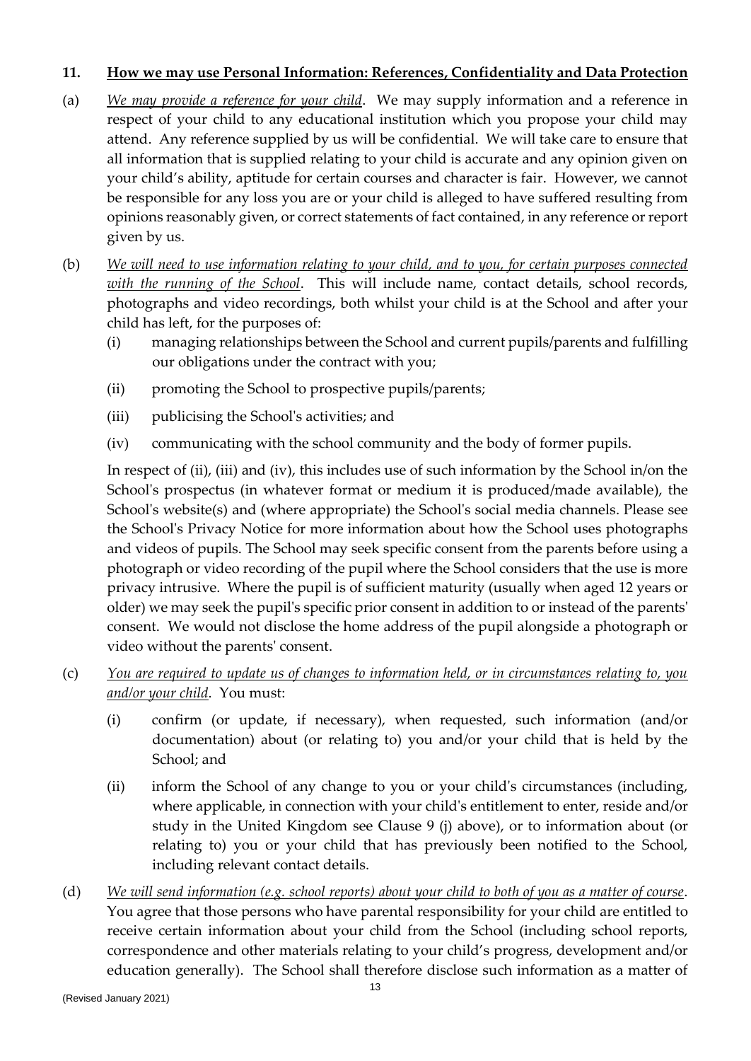## 11. **How we may use Personal Information: References, Confidentiality and Data Protection**

(a) *We may provide a reference for your child*. We may supply information and a reference in respect of your child to any educational institution which you propose your child may attend. Any reference supplied by us will be confidential. We will take care to ensure that all information that is supplied relating to your child is accurate and any opinion given on your child's ability, aptitude for certain courses and character is fair. However, we cannot be responsible for any loss you are or your child is alleged to have suffered resulting from opinions reasonably given, or correct statements of fact contained, in any reference or report given by us.

(b) *We will need to use information relating to your child, and to you, for certain purposes connected with the running of the School*. This will include name, contact details, school records, photographs and video recordings, both whilst your child is at the School and after your child has left, for the purposes of:

  (i) managing relationships between the School and current pupils/parents and fulfilling our obligations under the contract with you;

  (ii) promoting the School to prospective pupils/parents;

  (iii) publicising the School's activities; and

  (iv) communicating with the school community and the body of former pupils.

In respect of (ii), (iii) and (iv), this includes use of such information by the School in/on the School's prospectus (in whatever format or medium it is produced/made available), the School's website(s) and (where appropriate) the School's social media channels. Please see the School's Privacy Notice for more information about how the School uses photographs and videos of pupils. The School may seek specific consent from the parents before using a photograph or video recording of the pupil where the School considers that the use is more privacy intrusive. Where the pupil is of sufficient maturity (usually when aged 12 years or older) we may seek the pupil's specific prior consent in addition to or instead of the parents' consent. We would not disclose the home address of the pupil alongside a photograph or video without the parents' consent.

(c) *You are required to update us of changes to information held, or in circumstances relating to, you and/or your child*. You must:

  (i) confirm (or update, if necessary), when requested, such information (and/or documentation) about (or relating to) you and/or your child that is held by the School; and

  (ii) inform the School of any change to you or your child's circumstances (including, where applicable, in connection with your child's entitlement to enter, reside and/or study in the United Kingdom see Clause 9 (j) above), or to information about (or relating to) you or your child that has previously been notified to the School, including relevant contact details.

(d) *We will send information (e.g. school reports) about your child to both of you as a matter of course*. You agree that those persons who have parental responsibility for your child are entitled to receive certain information about your child from the School (including school reports, correspondence and other materials relating to your child's progress, development and/or education generally). The School shall therefore disclose such information as a matter of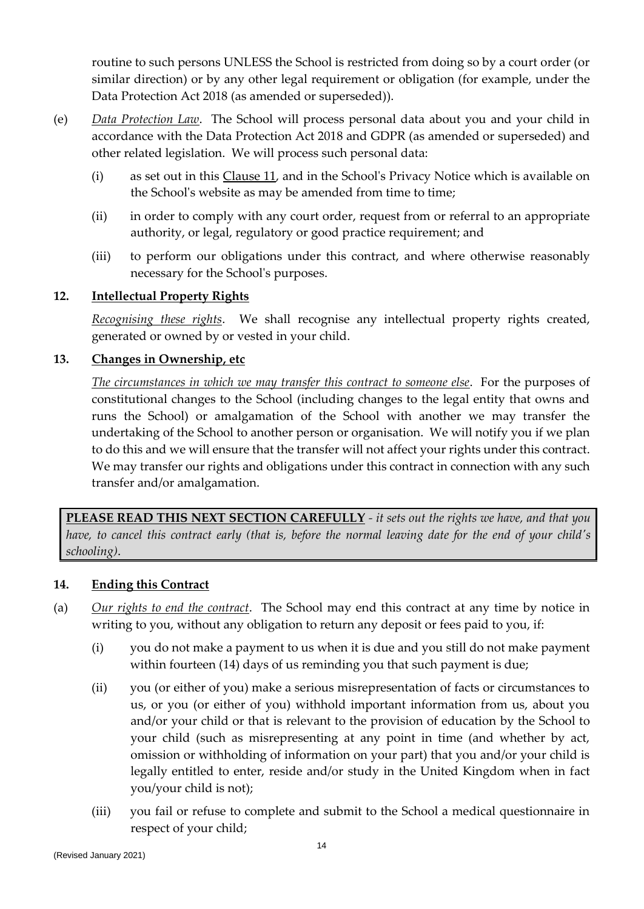routine to such persons UNLESS the School is restricted from doing so by a court order (or similar direction) or by any other legal requirement or obligation (for example, under the Data Protection Act 2018 (as amended or superseded)).

(e) *Data Protection Law*. The School will process personal data about you and your child in accordance with the Data Protection Act 2018 and GDPR (as amended or superseded) and other related legislation. We will process such personal data:

  (i) as set out in this Clause 11, and in the School's Privacy Notice which is available on the School's website as may be amended from time to time;

  (ii) in order to comply with any court order, request from or referral to an appropriate authority, or legal, regulatory or good practice requirement; and

  (iii) to perform our obligations under this contract, and where otherwise reasonably necessary for the School's purposes.

## 12. Intellectual Property Rights

*Recognising these rights*. We shall recognise any intellectual property rights created, generated or owned by or vested in your child.

## 13. Changes in Ownership, etc

*The circumstances in which we may transfer this contract to someone else*. For the purposes of constitutional changes to the School (including changes to the legal entity that owns and runs the School) or amalgamation of the School with another we may transfer the undertaking of the School to another person or organisation. We will notify you if we plan to do this and we will ensure that the transfer will not affect your rights under this contract. We may transfer our rights and obligations under this contract in connection with any such transfer and/or amalgamation.

**PLEASE READ THIS NEXT SECTION CAREFULLY** - *it sets out the rights we have, and that you have, to cancel this contract early (that is, before the normal leaving date for the end of your child's schooling).*

## 14. Ending this Contract

(a) *Our rights to end the contract*. The School may end this contract at any time by notice in writing to you, without any obligation to return any deposit or fees paid to you, if:

  (i) you do not make a payment to us when it is due and you still do not make payment within fourteen (14) days of us reminding you that such payment is due;

  (ii) you (or either of you) make a serious misrepresentation of facts or circumstances to us, or you (or either of you) withhold important information from us, about you and/or your child or that is relevant to the provision of education by the School to your child (such as misrepresenting at any point in time (and whether by act, omission or withholding of information on your part) that you and/or your child is legally entitled to enter, reside and/or study in the United Kingdom when in fact you/your child is not);

  (iii) you fail or refuse to complete and submit to the School a medical questionnaire in respect of your child;

(Revised January 2021)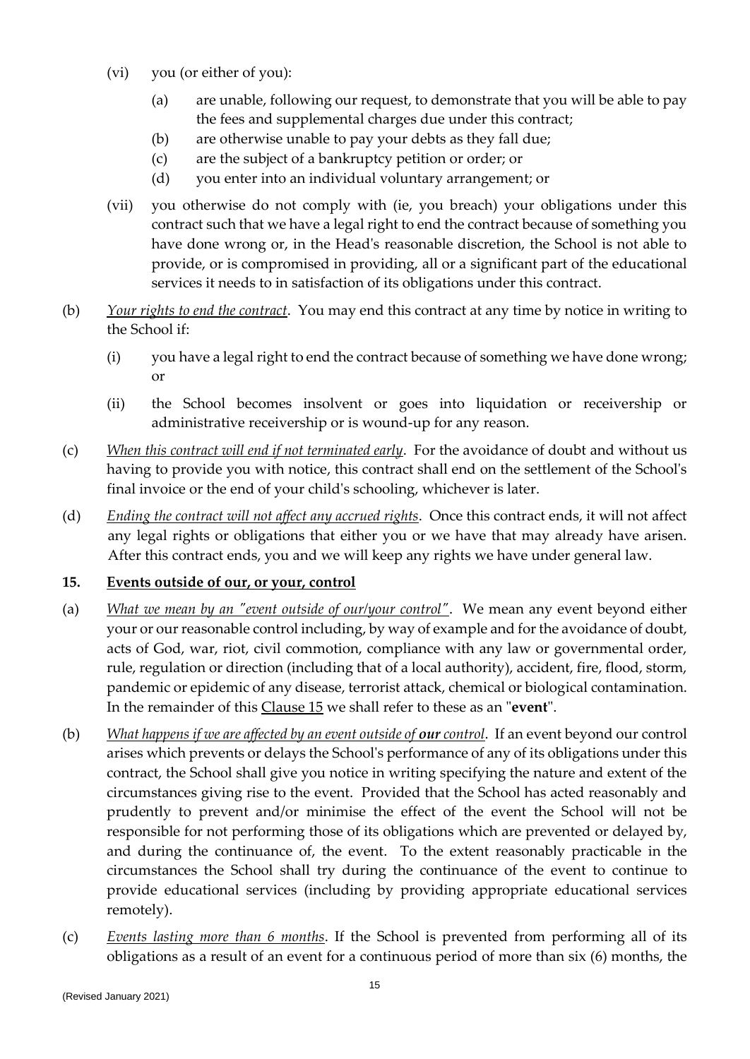(vi) you (or either of you):

   (a) are unable, following our request, to demonstrate that you will be able to pay the fees and supplemental charges due under this contract;

   (b) are otherwise unable to pay your debts as they fall due;

   (c) are the subject of a bankruptcy petition or order; or

   (d) you enter into an individual voluntary arrangement; or

(vii) you otherwise do not comply with (ie, you breach) your obligations under this contract such that we have a legal right to end the contract because of something you have done wrong or, in the Head's reasonable discretion, the School is not able to provide, or is compromised in providing, all or a significant part of the educational services it needs to in satisfaction of its obligations under this contract.

(b) _Your rights to end the contract_. You may end this contract at any time by notice in writing to the School if:

   (i) you have a legal right to end the contract because of something we have done wrong; or

   (ii) the School becomes insolvent or goes into liquidation or receivership or administrative receivership or is wound-up for any reason.

(c) _When this contract will end if not terminated early_. For the avoidance of doubt and without us having to provide you with notice, this contract shall end on the settlement of the School's final invoice or the end of your child's schooling, whichever is later.

(d) _Ending the contract will not affect any accrued rights_. Once this contract ends, it will not affect any legal rights or obligations that either you or we have that may already have arisen. After this contract ends, you and we will keep any rights we have under general law.

## 15. Events outside of our, or your, control

(a) _What we mean by an "event outside of our/your control"_. We mean any event beyond either your or our reasonable control including, by way of example and for the avoidance of doubt, acts of God, war, riot, civil commotion, compliance with any law or governmental order, rule, regulation or direction (including that of a local authority), accident, fire, flood, storm, pandemic or epidemic of any disease, terrorist attack, chemical or biological contamination. In the remainder of this Clause 15 we shall refer to these as an "**event**".

(b) _What happens if we are affected by an event outside of **our** control_. If an event beyond our control arises which prevents or delays the School's performance of any of its obligations under this contract, the School shall give you notice in writing specifying the nature and extent of the circumstances giving rise to the event. Provided that the School has acted reasonably and prudently to prevent and/or minimise the effect of the event the School will not be responsible for not performing those of its obligations which are prevented or delayed by, and during the continuance of, the event. To the extent reasonably practicable in the circumstances the School shall try during the continuance of the event to continue to provide educational services (including by providing appropriate educational services remotely).

(c) _Events lasting more than 6 months_. If the School is prevented from performing all of its obligations as a result of an event for a continuous period of more than six (6) months, the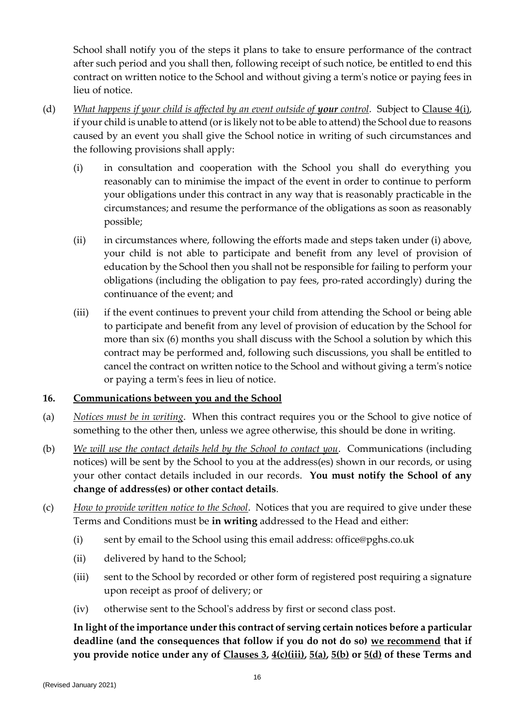School shall notify you of the steps it plans to take to ensure performance of the contract after such period and you shall then, following receipt of such notice, be entitled to end this contract on written notice to the School and without giving a term's notice or paying fees in lieu of notice.

(d) *What happens if your child is affected by an event outside of **your** control*. Subject to Clause 4(i), if your child is unable to attend (or is likely not to be able to attend) the School due to reasons caused by an event you shall give the School notice in writing of such circumstances and the following provisions shall apply:

   (i) in consultation and cooperation with the School you shall do everything you reasonably can to minimise the impact of the event in order to continue to perform your obligations under this contract in any way that is reasonably practicable in the circumstances; and resume the performance of the obligations as soon as reasonably possible;

   (ii) in circumstances where, following the efforts made and steps taken under (i) above, your child is not able to participate and benefit from any level of provision of education by the School then you shall not be responsible for failing to perform your obligations (including the obligation to pay fees, pro-rated accordingly) during the continuance of the event; and

   (iii) if the event continues to prevent your child from attending the School or being able to participate and benefit from any level of provision of education by the School for more than six (6) months you shall discuss with the School a solution by which this contract may be performed and, following such discussions, you shall be entitled to cancel the contract on written notice to the School and without giving a term's notice or paying a term's fees in lieu of notice.

## 16. Communications between you and the School

(a) *Notices must be in writing*. When this contract requires you or the School to give notice of something to the other then, unless we agree otherwise, this should be done in writing.

(b) *We will use the contact details held by the School to contact you*. Communications (including notices) will be sent by the School to you at the address(es) shown in our records, or using your other contact details included in our records. **You must notify the School of any change of address(es) or other contact details**.

(c) *How to provide written notice to the School*. Notices that you are required to give under these Terms and Conditions must be **in writing** addressed to the Head and either:

   (i) sent by email to the School using this email address: office@pghs.co.uk

   (ii) delivered by hand to the School;

   (iii) sent to the School by recorded or other form of registered post requiring a signature upon receipt as proof of delivery; or

   (iv) otherwise sent to the School's address by first or second class post.

**In light of the importance under this contract of serving certain notices before a particular deadline (and the consequences that follow if you do not do so) we recommend that if you provide notice under any of Clauses 3, 4(c)(iii), 5(a), 5(b) or 5(d) of these Terms and**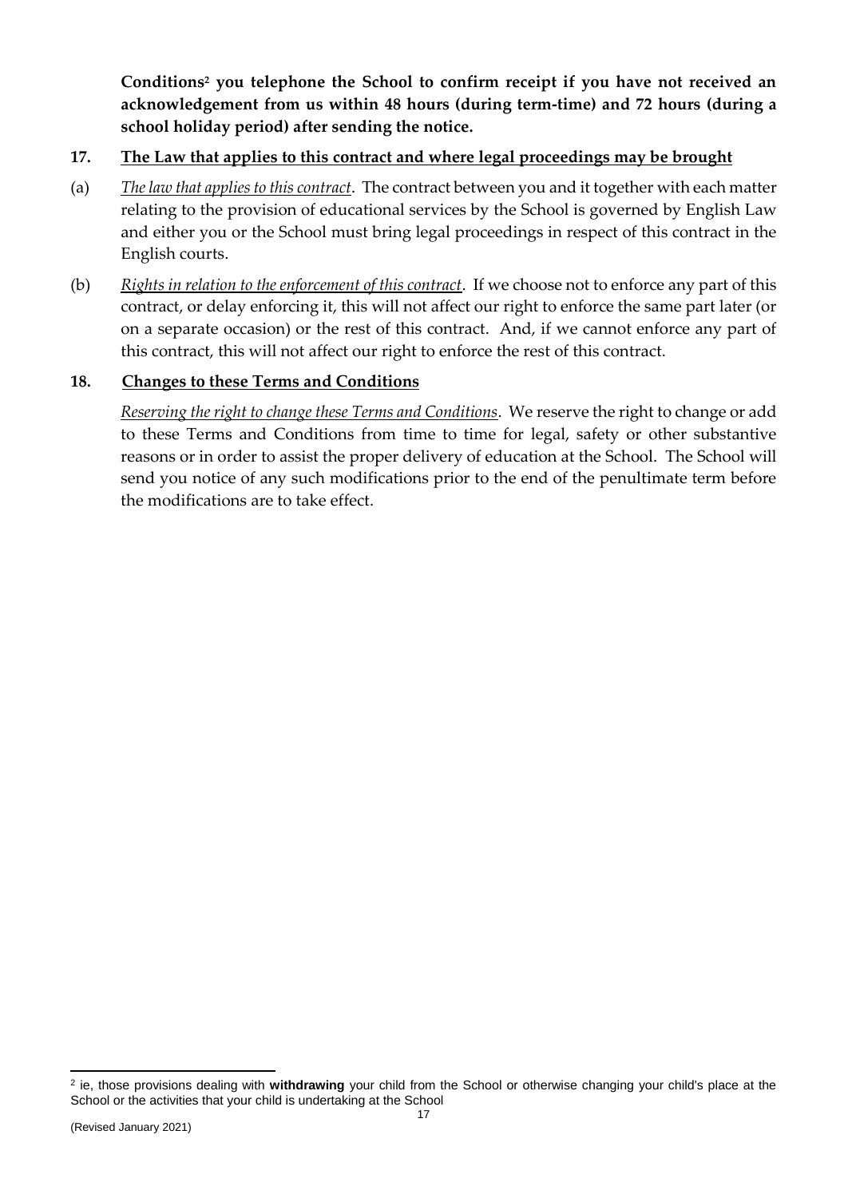**Conditions[2] you telephone the School to confirm receipt if you have not received an acknowledgement from us within 48 hours (during term-time) and 72 hours (during a school holiday period) after sending the notice.**

## 17. The Law that applies to this contract and where legal proceedings may be brought

(a) *The law that applies to this contract*. The contract between you and it together with each matter relating to the provision of educational services by the School is governed by English Law and either you or the School must bring legal proceedings in respect of this contract in the English courts.

(b) *Rights in relation to the enforcement of this contract*. If we choose not to enforce any part of this contract, or delay enforcing it, this will not affect our right to enforce the same part later (or on a separate occasion) or the rest of this contract. And, if we cannot enforce any part of this contract, this will not affect our right to enforce the rest of this contract.

## 18. Changes to these Terms and Conditions

*Reserving the right to change these Terms and Conditions*. We reserve the right to change or add to these Terms and Conditions from time to time for legal, safety or other substantive reasons or in order to assist the proper delivery of education at the School. The School will send you notice of any such modifications prior to the end of the penultimate term before the modifications are to take effect.

---

[2] ie, those provisions dealing with **withdrawing** your child from the School or otherwise changing your child's place at the School or the activities that your child is undertaking at the School

(Revised January 2021)